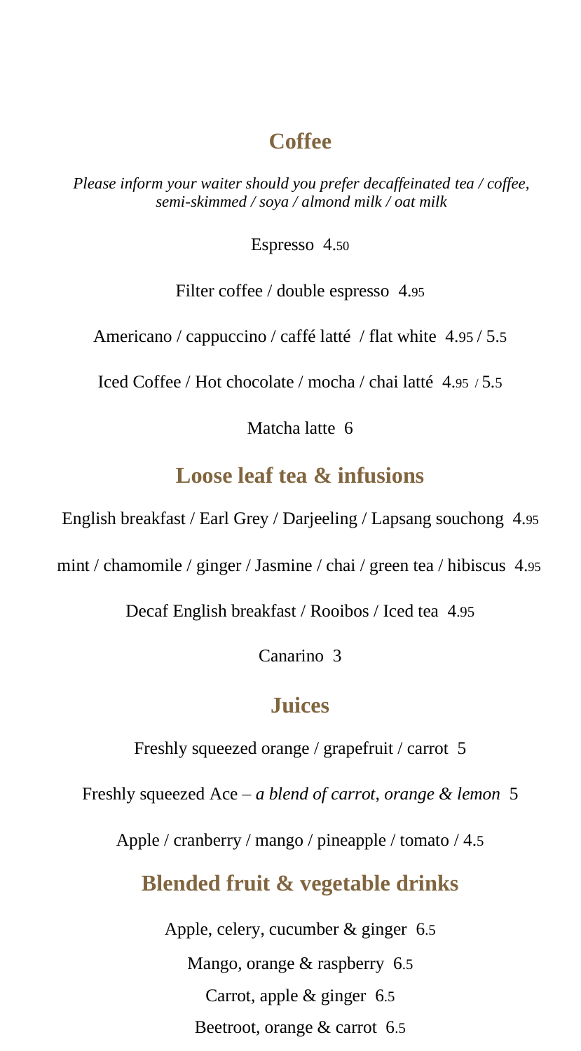## Coffee

*Please inform your waiter should you prefer decaffeinated tea / coffee, semi-skimmed / soya / almond milk / oat milk*

Espresso 4.50

Filter coffee / double espresso 4.95

Americano / cappuccino / caffé latté / flat white 4.95 / 5.5

Iced Coffee / Hot chocolate / mocha / chai latté 4.95 / 5.5

Matcha latte 6

## Loose leaf tea & infusions

English breakfast / Earl Grey / Darjeeling / Lapsang souchong 4.95

mint / chamomile / ginger / Jasmine / chai / green tea / hibiscus 4.95

Decaf English breakfast / Rooibos / Iced tea 4.95

Canarino 3

## Juices

Freshly squeezed orange / grapefruit / carrot 5

Freshly squeezed Ace – *a blend of carrot, orange & lemon* 5

Apple / cranberry / mango / pineapple / tomato / 4.5

## Blended fruit & vegetable drinks

Apple, celery, cucumber & ginger 6.5

Mango, orange & raspberry 6.5

Carrot, apple & ginger 6.5

Beetroot, orange & carrot 6.5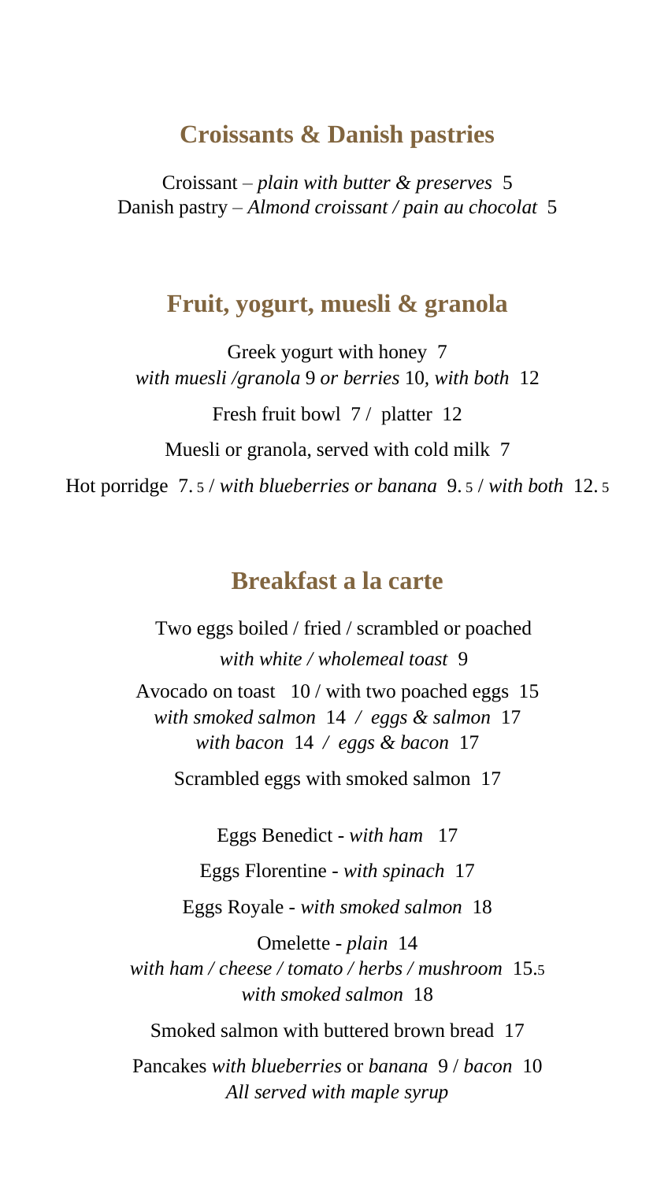## Croissants & Danish pastries

Croissant – *plain with butter & preserves* 5
Danish pastry – *Almond croissant / pain au chocolat* 5

## Fruit, yogurt, muesli & granola

Greek yogurt with honey 7
*with muesli /granola* 9 *or berries* 10, *with both* 12

Fresh fruit bowl 7 / platter 12

Muesli or granola, served with cold milk 7

Hot porridge 7.5 / *with blueberries or banana* 9.5 / *with both* 12.5

## Breakfast a la carte

Two eggs boiled / fried / scrambled or poached
*with white / wholemeal toast* 9

Avocado on toast 10 / with two poached eggs 15
*with smoked salmon* 14 / *eggs & salmon* 17
*with bacon* 14 / *eggs & bacon* 17

Scrambled eggs with smoked salmon 17

Eggs Benedict - *with ham* 17

Eggs Florentine - *with spinach* 17

Eggs Royale - *with smoked salmon* 18

Omelette - *plain* 14
*with ham / cheese / tomato / herbs / mushroom* 15.5
*with smoked salmon* 18

Smoked salmon with buttered brown bread 17

Pancakes *with blueberries* or *banana* 9 / *bacon* 10
*All served with maple syrup*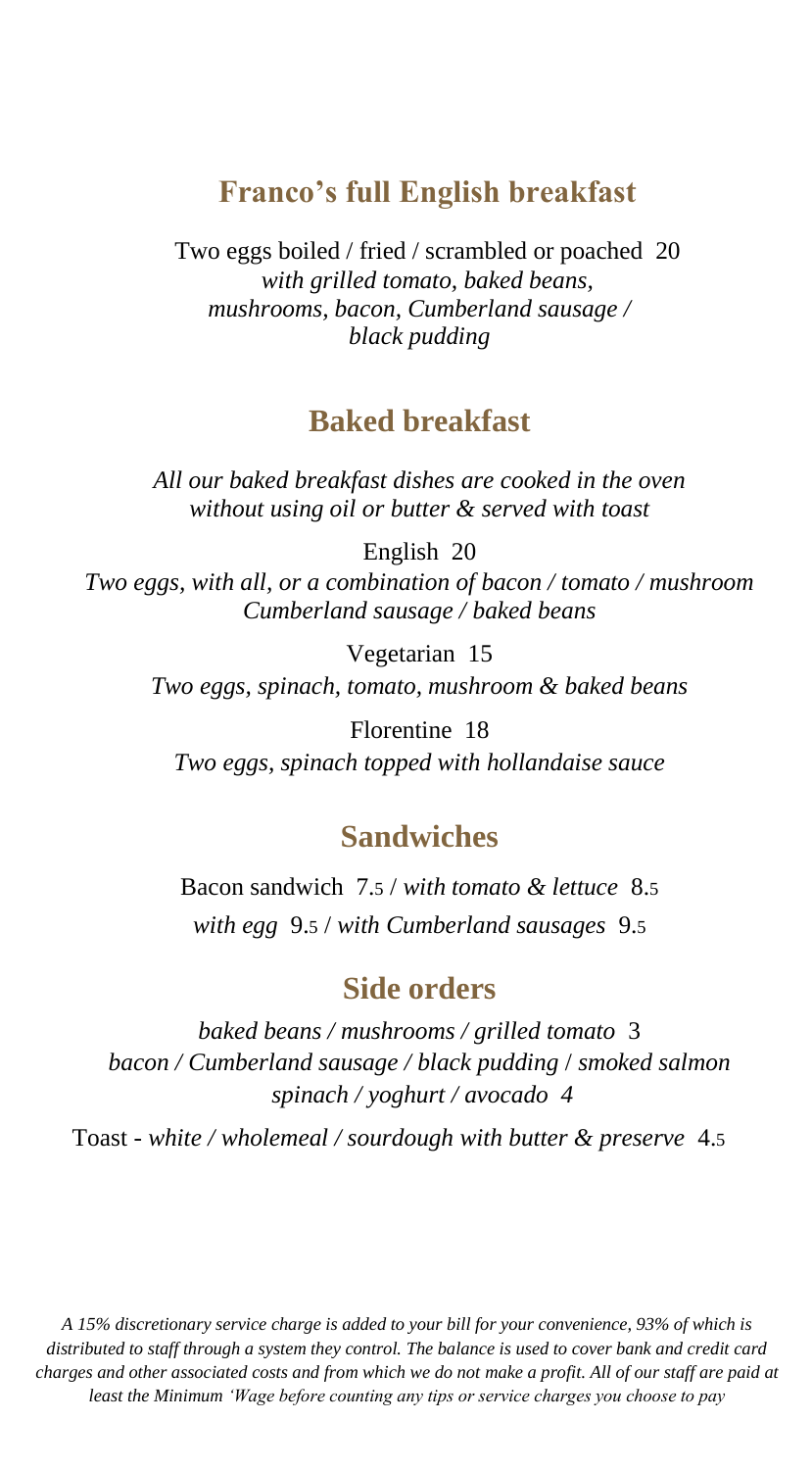## Franco's full English breakfast

Two eggs boiled / fried / scrambled or poached 20
*with grilled tomato, baked beans, mushrooms, bacon, Cumberland sausage / black pudding*

## Baked breakfast

*All our baked breakfast dishes are cooked in the oven without using oil or butter & served with toast*

English 20
*Two eggs, with all, or a combination of bacon / tomato / mushroom Cumberland sausage / baked beans*

Vegetarian 15
*Two eggs, spinach, tomato, mushroom & baked beans*

Florentine 18
*Two eggs, spinach topped with hollandaise sauce*

## Sandwiches

Bacon sandwich 7.5 / *with tomato & lettuce* 8.5
*with egg* 9.5 / *with Cumberland sausages* 9.5

## Side orders

*baked beans / mushrooms / grilled tomato* 3
*bacon / Cumberland sausage / black pudding / smoked salmon spinach / yoghurt / avocado 4*

Toast - *white / wholemeal / sourdough with butter & preserve* 4.5

*A 15% discretionary service charge is added to your bill for your convenience, 93% of which is distributed to staff through a system they control. The balance is used to cover bank and credit card charges and other associated costs and from which we do not make a profit. All of our staff are paid at least the Minimum 'Wage before counting any tips or service charges you choose to pay*